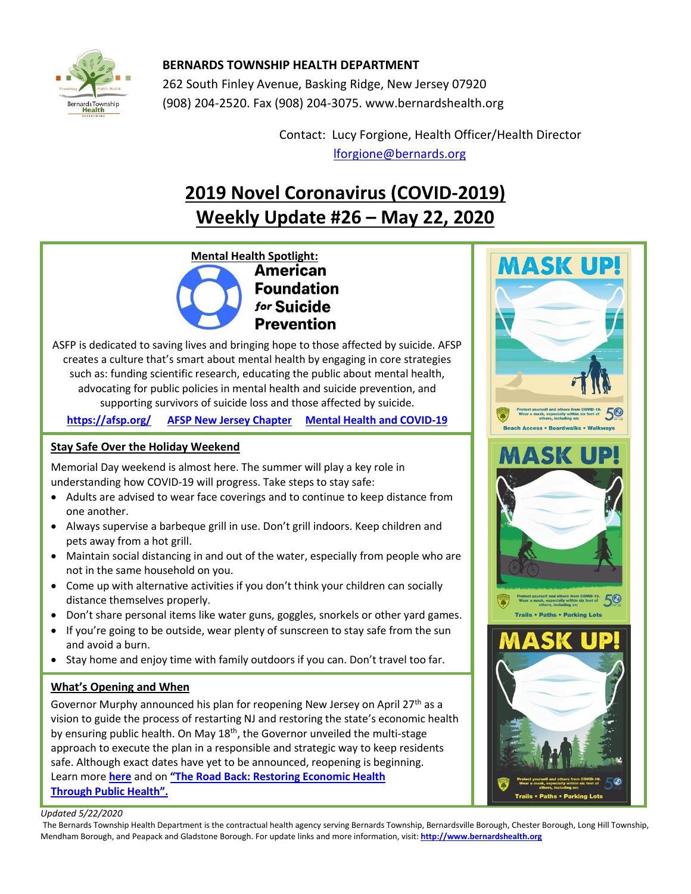**BERNARDS TOWNSHIP HEALTH DEPARTMENT**
262 South Finley Avenue, Basking Ridge, New Jersey 07920
(908) 204-2520. Fax (908) 204-3075. www.bernardshealth.org

Contact: Lucy Forgione, Health Officer/Health Director
lforgione@bernards.org

# 2019 Novel Coronavirus (COVID-2019)
# Weekly Update #26 – May 22, 2020

## Mental Health Spotlight:

**American Foundation for Suicide Prevention**

ASFP is dedicated to saving lives and bringing hope to those affected by suicide. AFSP creates a culture that's smart about mental health by engaging in core strategies such as: funding scientific research, educating the public about mental health, advocating for public policies in mental health and suicide prevention, and supporting survivors of suicide loss and those affected by suicide.

**https://afsp.org/** **AFSP New Jersey Chapter** **Mental Health and COVID-19**

## Stay Safe Over the Holiday Weekend

Memorial Day weekend is almost here. The summer will play a key role in understanding how COVID-19 will progress. Take steps to stay safe:

- Adults are advised to wear face coverings and to continue to keep distance from one another.
- Always supervise a barbeque grill in use. Don't grill indoors. Keep children and pets away from a hot grill.
- Maintain social distancing in and out of the water, especially from people who are not in the same household on you.
- Come up with alternative activities if you don't think your children can socially distance themselves properly.
- Don't share personal items like water guns, goggles, snorkels or other yard games.
- If you're going to be outside, wear plenty of sunscreen to stay safe from the sun and avoid a burn.
- Stay home and enjoy time with family outdoors if you can. Don't travel too far.

## What's Opening and When

Governor Murphy announced his plan for reopening New Jersey on April 27th as a vision to guide the process of restarting NJ and restoring the state's economic health by ensuring public health. On May 18th, the Governor unveiled the multi-stage approach to execute the plan in a responsible and strategic way to keep residents safe. Although exact dates have yet to be announced, reopening is beginning. Learn more **here** and on **"The Road Back: Restoring Economic Health Through Public Health".**

MASK UP!
Protect yourself and others from COVID-19. Wear a mask, especially within six feet of others, including on:
Beach Access • Boardwalks • Walkways

MASK UP!
Protect yourself and others from COVID-19. Wear a mask, especially within six feet of others, including on:
Trails • Paths • Parking Lots

MASK UP!
Protect yourself and others from COVID-19. Wear a mask, especially within six feet of others, including on:
Trails • Paths • Parking Lots

*Updated 5/22/2020*

The Bernards Township Health Department is the contractual health agency serving Bernards Township, Bernardsville Borough, Chester Borough, Long Hill Township, Mendham Borough, and Peapack and Gladstone Borough. For update links and more information, visit: **http://www.bernardshealth.org**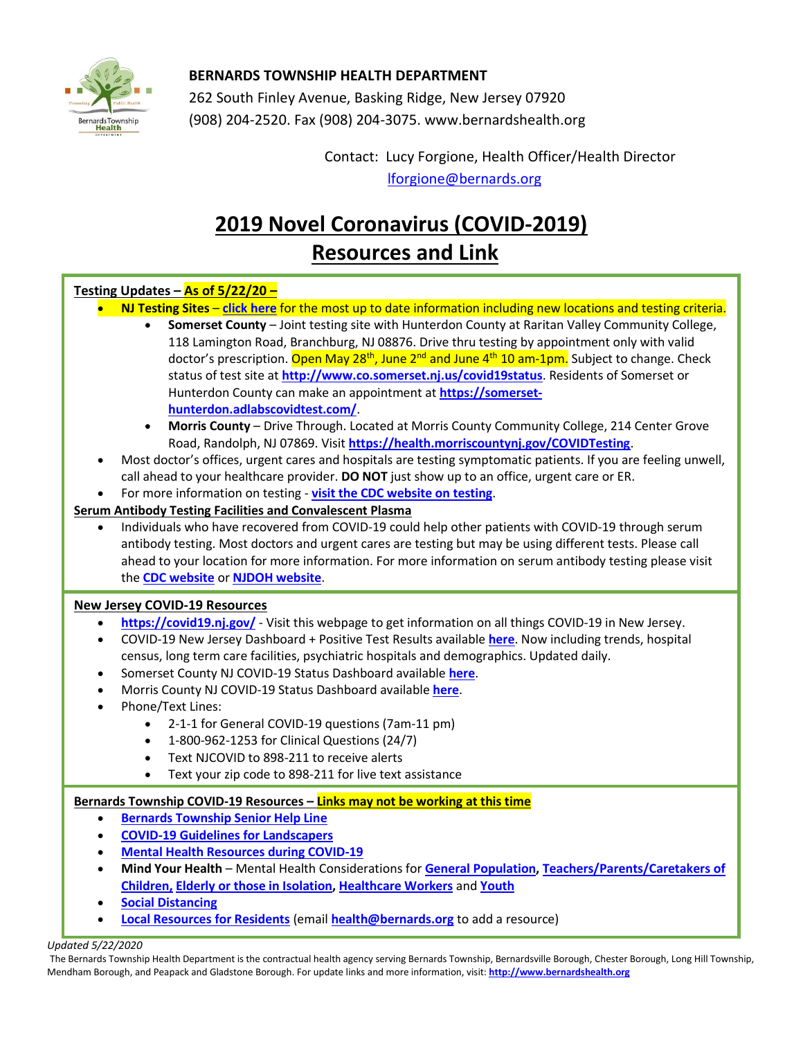**BERNARDS TOWNSHIP HEALTH DEPARTMENT**

262 South Finley Avenue, Basking Ridge, New Jersey 07920

(908) 204-2520. Fax (908) 204-3075. www.bernardshealth.org

Contact: Lucy Forgione, Health Officer/Health Director

lforgione@bernards.org

# 2019 Novel Coronavirus (COVID-2019) Resources and Link

**Testing Updates – As of 5/22/20 –**

- **NJ Testing Sites** – click here for the most up to date information including new locations and testing criteria.
    - **Somerset County** – Joint testing site with Hunterdon County at Raritan Valley Community College, 118 Lamington Road, Branchburg, NJ 08876. Drive thru testing by appointment only with valid doctor's prescription. Open May 28th, June 2nd and June 4th 10 am-1pm. Subject to change. Check status of test site at **http://www.co.somerset.nj.us/covid19status**. Residents of Somerset or Hunterdon County can make an appointment at **https://somerset-hunterdon.adlabscovidtest.com/**.
    - **Morris County** – Drive Through. Located at Morris County Community College, 214 Center Grove Road, Randolph, NJ 07869. Visit **https://health.morriscountynj.gov/COVIDTesting**.
- Most doctor's offices, urgent cares and hospitals are testing symptomatic patients. If you are feeling unwell, call ahead to your healthcare provider. **DO NOT** just show up to an office, urgent care or ER.
- For more information on testing - **visit the CDC website on testing**.

**Serum Antibody Testing Facilities and Convalescent Plasma**

- Individuals who have recovered from COVID-19 could help other patients with COVID-19 through serum antibody testing. Most doctors and urgent cares are testing but may be using different tests. Please call ahead to your location for more information. For more information on serum antibody testing please visit the **CDC website** or **NJDOH website**.

**New Jersey COVID-19 Resources**

- **https://covid19.nj.gov/** - Visit this webpage to get information on all things COVID-19 in New Jersey.
- COVID-19 New Jersey Dashboard + Positive Test Results available **here**. Now including trends, hospital census, long term care facilities, psychiatric hospitals and demographics. Updated daily.
- Somerset County NJ COVID-19 Status Dashboard available **here**.
- Morris County NJ COVID-19 Status Dashboard available **here**.
- Phone/Text Lines:
    - 2-1-1 for General COVID-19 questions (7am-11 pm)
    - 1-800-962-1253 for Clinical Questions (24/7)
    - Text NJCOVID to 898-211 to receive alerts
    - Text your zip code to 898-211 for live text assistance

**Bernards Township COVID-19 Resources – Links may not be working at this time**

- **Bernards Township Senior Help Line**
- **COVID-19 Guidelines for Landscapers**
- **Mental Health Resources during COVID-19**
- **Mind Your Health** – Mental Health Considerations for **General Population**, **Teachers/Parents/Caretakers of Children,** **Elderly or those in Isolation**, **Healthcare Workers** and **Youth**
- **Social Distancing**
- **Local Resources for Residents** (email **health@bernards.org** to add a resource)

*Updated 5/22/2020*

The Bernards Township Health Department is the contractual health agency serving Bernards Township, Bernardsville Borough, Chester Borough, Long Hill Township, Mendham Borough, and Peapack and Gladstone Borough. For update links and more information, visit: **http://www.bernardshealth.org**